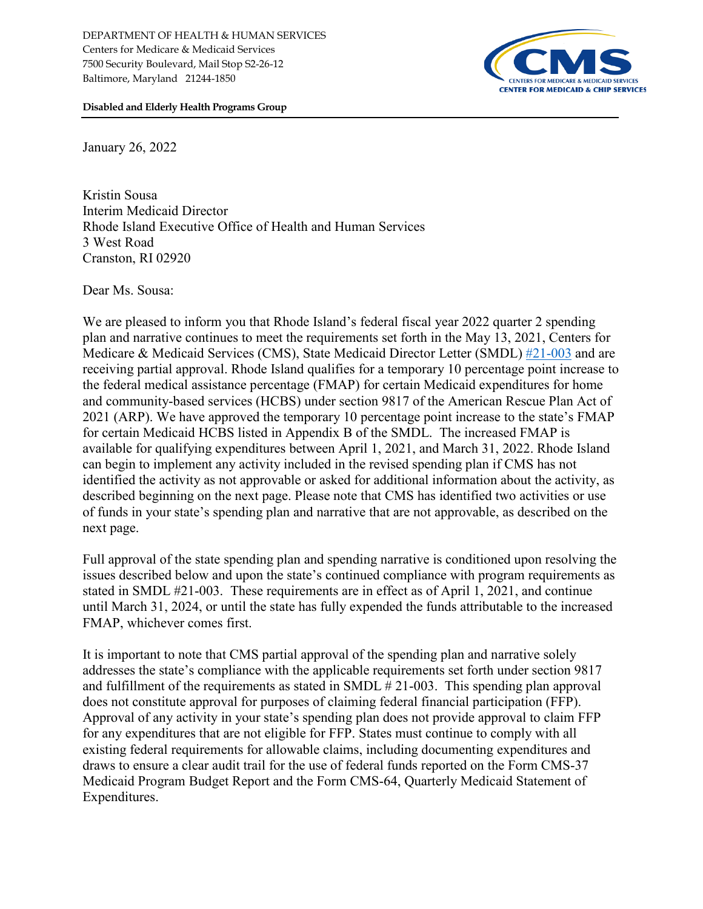DEPARTMENT OF HEALTH & HUMAN SERVICES
Centers for Medicare & Medicaid Services
7500 Security Boulevard, Mail Stop S2-26-12
Baltimore, Maryland 21244-1850

CMS
CENTERS FOR MEDICARE & MEDICAID SERVICES
CENTER FOR MEDICAID & CHIP SERVICES

**Disabled and Elderly Health Programs Group**

January 26, 2022

Kristin Sousa
Interim Medicaid Director
Rhode Island Executive Office of Health and Human Services
3 West Road
Cranston, RI 02920

Dear Ms. Sousa:

We are pleased to inform you that Rhode Island's federal fiscal year 2022 quarter 2 spending plan and narrative continues to meet the requirements set forth in the May 13, 2021, Centers for Medicare & Medicaid Services (CMS), State Medicaid Director Letter (SMDL) #21-003 and are receiving partial approval. Rhode Island qualifies for a temporary 10 percentage point increase to the federal medical assistance percentage (FMAP) for certain Medicaid expenditures for home and community-based services (HCBS) under section 9817 of the American Rescue Plan Act of 2021 (ARP). We have approved the temporary 10 percentage point increase to the state's FMAP for certain Medicaid HCBS listed in Appendix B of the SMDL. The increased FMAP is available for qualifying expenditures between April 1, 2021, and March 31, 2022. Rhode Island can begin to implement any activity included in the revised spending plan if CMS has not identified the activity as not approvable or asked for additional information about the activity, as described beginning on the next page. Please note that CMS has identified two activities or use of funds in your state's spending plan and narrative that are not approvable, as described on the next page.

Full approval of the state spending plan and spending narrative is conditioned upon resolving the issues described below and upon the state's continued compliance with program requirements as stated in SMDL #21-003. These requirements are in effect as of April 1, 2021, and continue until March 31, 2024, or until the state has fully expended the funds attributable to the increased FMAP, whichever comes first.

It is important to note that CMS partial approval of the spending plan and narrative solely addresses the state's compliance with the applicable requirements set forth under section 9817 and fulfillment of the requirements as stated in SMDL # 21-003. This spending plan approval does not constitute approval for purposes of claiming federal financial participation (FFP). Approval of any activity in your state's spending plan does not provide approval to claim FFP for any expenditures that are not eligible for FFP. States must continue to comply with all existing federal requirements for allowable claims, including documenting expenditures and draws to ensure a clear audit trail for the use of federal funds reported on the Form CMS-37 Medicaid Program Budget Report and the Form CMS-64, Quarterly Medicaid Statement of Expenditures.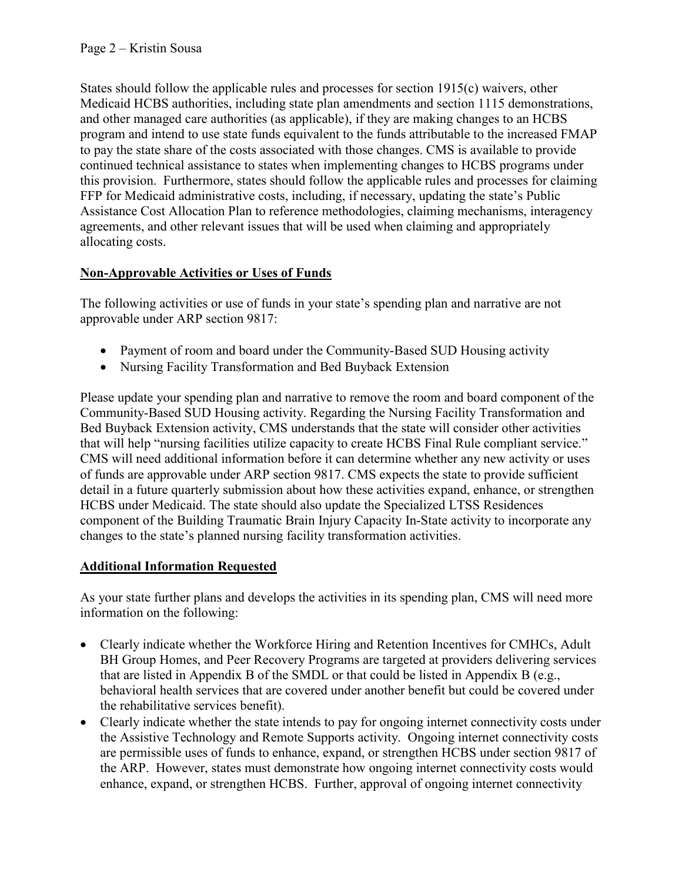States should follow the applicable rules and processes for section 1915(c) waivers, other Medicaid HCBS authorities, including state plan amendments and section 1115 demonstrations, and other managed care authorities (as applicable), if they are making changes to an HCBS program and intend to use state funds equivalent to the funds attributable to the increased FMAP to pay the state share of the costs associated with those changes. CMS is available to provide continued technical assistance to states when implementing changes to HCBS programs under this provision. Furthermore, states should follow the applicable rules and processes for claiming FFP for Medicaid administrative costs, including, if necessary, updating the state's Public Assistance Cost Allocation Plan to reference methodologies, claiming mechanisms, interagency agreements, and other relevant issues that will be used when claiming and appropriately allocating costs.

## Non-Approvable Activities or Uses of Funds

The following activities or use of funds in your state's spending plan and narrative are not approvable under ARP section 9817:

- Payment of room and board under the Community-Based SUD Housing activity
- Nursing Facility Transformation and Bed Buyback Extension

Please update your spending plan and narrative to remove the room and board component of the Community-Based SUD Housing activity. Regarding the Nursing Facility Transformation and Bed Buyback Extension activity, CMS understands that the state will consider other activities that will help "nursing facilities utilize capacity to create HCBS Final Rule compliant service." CMS will need additional information before it can determine whether any new activity or uses of funds are approvable under ARP section 9817. CMS expects the state to provide sufficient detail in a future quarterly submission about how these activities expand, enhance, or strengthen HCBS under Medicaid. The state should also update the Specialized LTSS Residences component of the Building Traumatic Brain Injury Capacity In-State activity to incorporate any changes to the state's planned nursing facility transformation activities.

## Additional Information Requested

As your state further plans and develops the activities in its spending plan, CMS will need more information on the following:

- Clearly indicate whether the Workforce Hiring and Retention Incentives for CMHCs, Adult BH Group Homes, and Peer Recovery Programs are targeted at providers delivering services that are listed in Appendix B of the SMDL or that could be listed in Appendix B (e.g., behavioral health services that are covered under another benefit but could be covered under the rehabilitative services benefit).
- Clearly indicate whether the state intends to pay for ongoing internet connectivity costs under the Assistive Technology and Remote Supports activity. Ongoing internet connectivity costs are permissible uses of funds to enhance, expand, or strengthen HCBS under section 9817 of the ARP. However, states must demonstrate how ongoing internet connectivity costs would enhance, expand, or strengthen HCBS. Further, approval of ongoing internet connectivity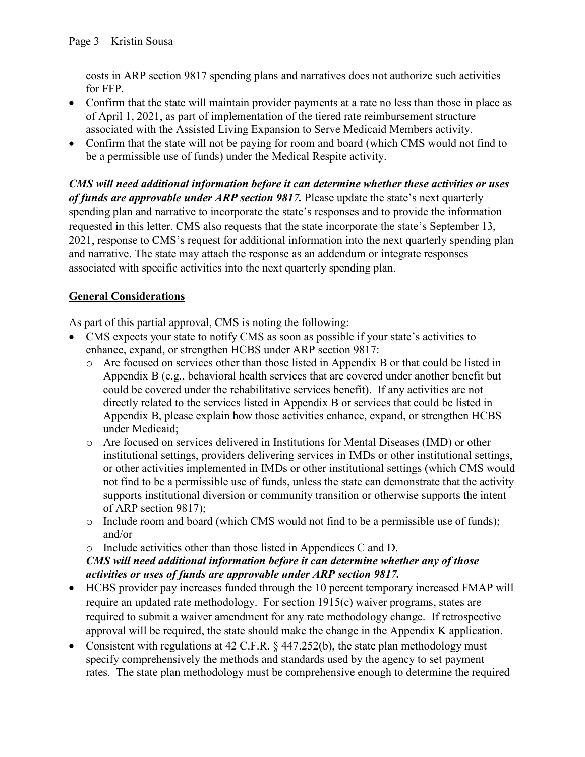costs in ARP section 9817 spending plans and narratives does not authorize such activities for FFP.

- Confirm that the state will maintain provider payments at a rate no less than those in place as of April 1, 2021, as part of implementation of the tiered rate reimbursement structure associated with the Assisted Living Expansion to Serve Medicaid Members activity.
- Confirm that the state will not be paying for room and board (which CMS would not find to be a permissible use of funds) under the Medical Respite activity.

***CMS will need additional information before it can determine whether these activities or uses of funds are approvable under ARP section 9817.*** Please update the state's next quarterly spending plan and narrative to incorporate the state's responses and to provide the information requested in this letter. CMS also requests that the state incorporate the state's September 13, 2021, response to CMS's request for additional information into the next quarterly spending plan and narrative. The state may attach the response as an addendum or integrate responses associated with specific activities into the next quarterly spending plan.

## General Considerations

As part of this partial approval, CMS is noting the following:

- CMS expects your state to notify CMS as soon as possible if your state's activities to enhance, expand, or strengthen HCBS under ARP section 9817:
  - Are focused on services other than those listed in Appendix B or that could be listed in Appendix B (e.g., behavioral health services that are covered under another benefit but could be covered under the rehabilitative services benefit). If any activities are not directly related to the services listed in Appendix B or services that could be listed in Appendix B, please explain how those activities enhance, expand, or strengthen HCBS under Medicaid;
  - Are focused on services delivered in Institutions for Mental Diseases (IMD) or other institutional settings, providers delivering services in IMDs or other institutional settings, or other activities implemented in IMDs or other institutional settings (which CMS would not find to be a permissible use of funds, unless the state can demonstrate that the activity supports institutional diversion or community transition or otherwise supports the intent of ARP section 9817);
  - Include room and board (which CMS would not find to be a permissible use of funds); and/or
  - Include activities other than those listed in Appendices C and D.

  ***CMS will need additional information before it can determine whether any of those activities or uses of funds are approvable under ARP section 9817.***
- HCBS provider pay increases funded through the 10 percent temporary increased FMAP will require an updated rate methodology. For section 1915(c) waiver programs, states are required to submit a waiver amendment for any rate methodology change. If retrospective approval will be required, the state should make the change in the Appendix K application.
- Consistent with regulations at 42 C.F.R. § 447.252(b), the state plan methodology must specify comprehensively the methods and standards used by the agency to set payment rates. The state plan methodology must be comprehensive enough to determine the required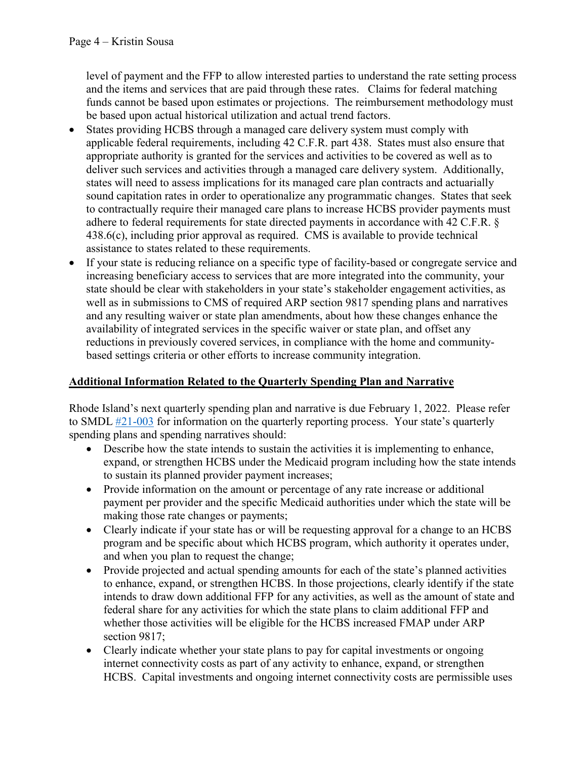level of payment and the FFP to allow interested parties to understand the rate setting process and the items and services that are paid through these rates. Claims for federal matching funds cannot be based upon estimates or projections. The reimbursement methodology must be based upon actual historical utilization and actual trend factors.

- States providing HCBS through a managed care delivery system must comply with applicable federal requirements, including 42 C.F.R. part 438. States must also ensure that appropriate authority is granted for the services and activities to be covered as well as to deliver such services and activities through a managed care delivery system. Additionally, states will need to assess implications for its managed care plan contracts and actuarially sound capitation rates in order to operationalize any programmatic changes. States that seek to contractually require their managed care plans to increase HCBS provider payments must adhere to federal requirements for state directed payments in accordance with 42 C.F.R. § 438.6(c), including prior approval as required. CMS is available to provide technical assistance to states related to these requirements.
- If your state is reducing reliance on a specific type of facility-based or congregate service and increasing beneficiary access to services that are more integrated into the community, your state should be clear with stakeholders in your state's stakeholder engagement activities, as well as in submissions to CMS of required ARP section 9817 spending plans and narratives and any resulting waiver or state plan amendments, about how these changes enhance the availability of integrated services in the specific waiver or state plan, and offset any reductions in previously covered services, in compliance with the home and community-based settings criteria or other efforts to increase community integration.

**Additional Information Related to the Quarterly Spending Plan and Narrative**

Rhode Island's next quarterly spending plan and narrative is due February 1, 2022. Please refer to SMDL #21-003 for information on the quarterly reporting process. Your state's quarterly spending plans and spending narratives should:

- Describe how the state intends to sustain the activities it is implementing to enhance, expand, or strengthen HCBS under the Medicaid program including how the state intends to sustain its planned provider payment increases;
- Provide information on the amount or percentage of any rate increase or additional payment per provider and the specific Medicaid authorities under which the state will be making those rate changes or payments;
- Clearly indicate if your state has or will be requesting approval for a change to an HCBS program and be specific about which HCBS program, which authority it operates under, and when you plan to request the change;
- Provide projected and actual spending amounts for each of the state's planned activities to enhance, expand, or strengthen HCBS. In those projections, clearly identify if the state intends to draw down additional FFP for any activities, as well as the amount of state and federal share for any activities for which the state plans to claim additional FFP and whether those activities will be eligible for the HCBS increased FMAP under ARP section 9817;
- Clearly indicate whether your state plans to pay for capital investments or ongoing internet connectivity costs as part of any activity to enhance, expand, or strengthen HCBS. Capital investments and ongoing internet connectivity costs are permissible uses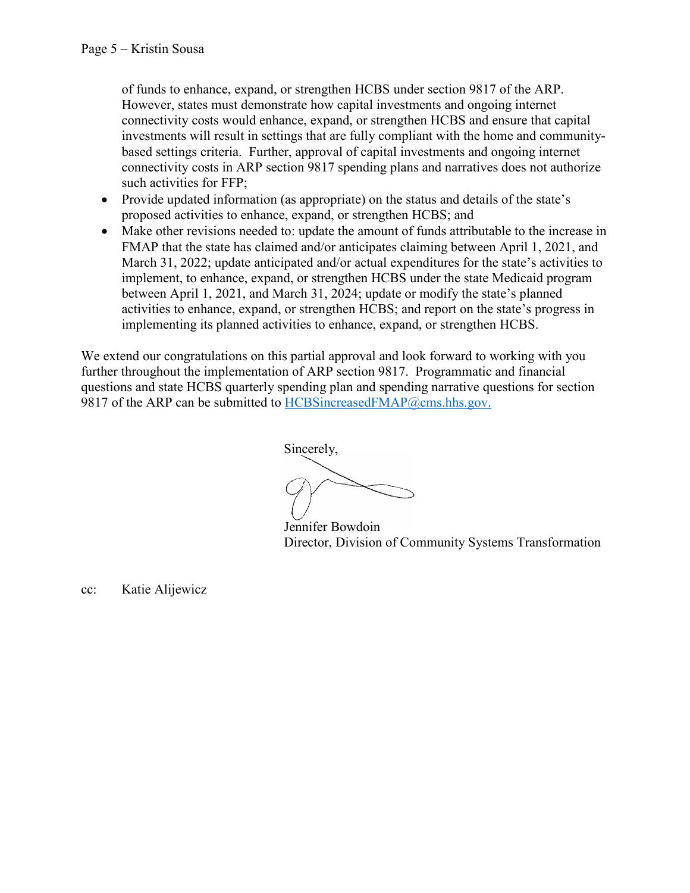of funds to enhance, expand, or strengthen HCBS under section 9817 of the ARP. However, states must demonstrate how capital investments and ongoing internet connectivity costs would enhance, expand, or strengthen HCBS and ensure that capital investments will result in settings that are fully compliant with the home and community-based settings criteria. Further, approval of capital investments and ongoing internet connectivity costs in ARP section 9817 spending plans and narratives does not authorize such activities for FFP;

- Provide updated information (as appropriate) on the status and details of the state's proposed activities to enhance, expand, or strengthen HCBS; and
- Make other revisions needed to: update the amount of funds attributable to the increase in FMAP that the state has claimed and/or anticipates claiming between April 1, 2021, and March 31, 2022; update anticipated and/or actual expenditures for the state's activities to implement, to enhance, expand, or strengthen HCBS under the state Medicaid program between April 1, 2021, and March 31, 2024; update or modify the state's planned activities to enhance, expand, or strengthen HCBS; and report on the state's progress in implementing its planned activities to enhance, expand, or strengthen HCBS.

We extend our congratulations on this partial approval and look forward to working with you further throughout the implementation of ARP section 9817. Programmatic and financial questions and state HCBS quarterly spending plan and spending narrative questions for section 9817 of the ARP can be submitted to HCBSincreasedFMAP@cms.hhs.gov.

Sincerely,

Jennifer Bowdoin
Director, Division of Community Systems Transformation

cc: Katie Alijewicz